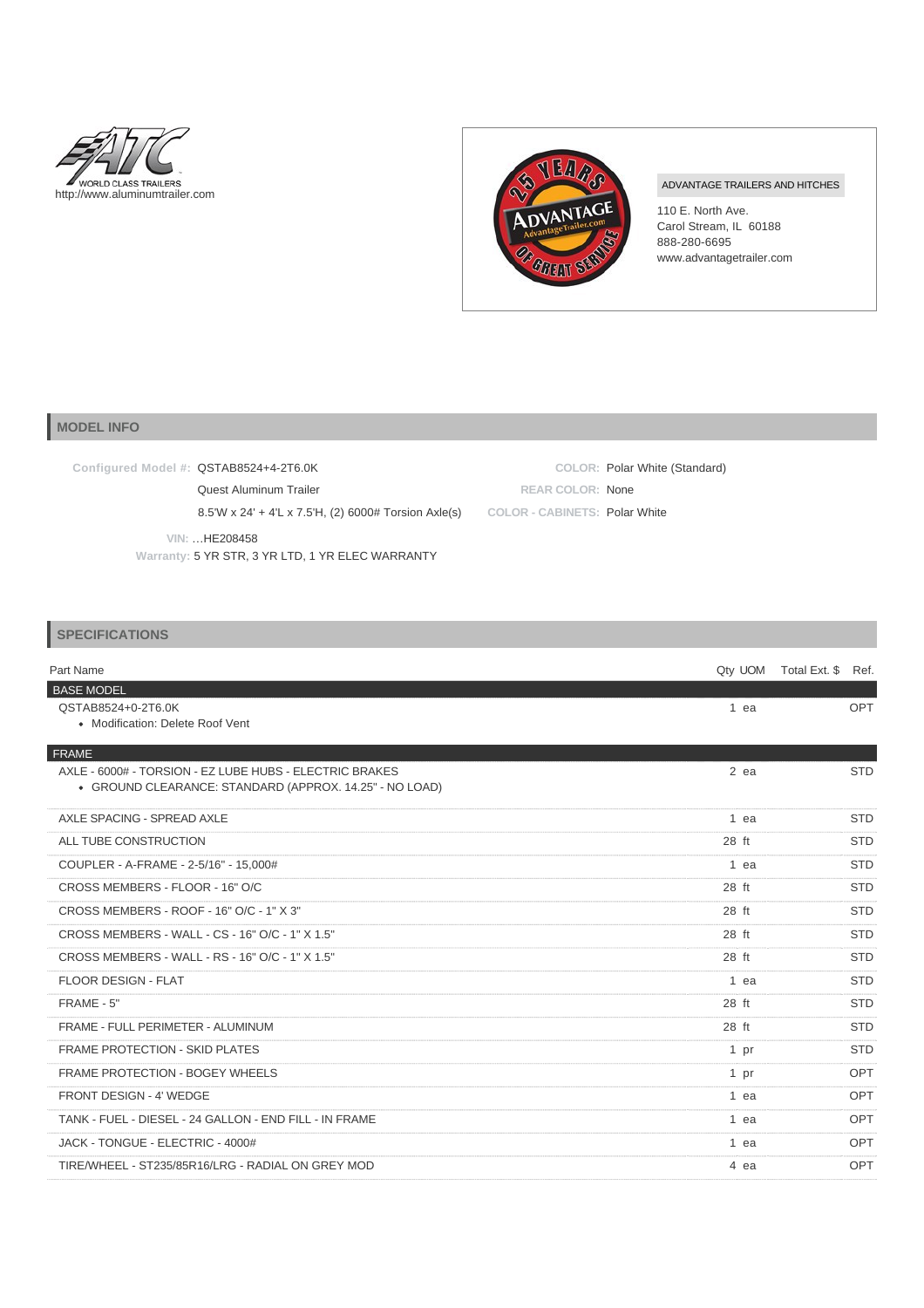WORLD CLASS TRAILERS
http://www.aluminumtrailer.com

ADVANTAGE TRAILERS AND HITCHES
110 E. North Ave.
Carol Stream, IL 60188
888-280-6695
www.advantagetrailer.com

## MODEL INFO

**Configured Model #:** QSTAB8524+4-2T6.0K
Quest Aluminum Trailer
8.5'W x 24' + 4'L x 7.5'H, (2) 6000# Torsion Axle(s)

**COLOR:** Polar White (Standard)
**REAR COLOR:** None
**COLOR - CABINETS:** Polar White

**VIN:** …HE208458
**Warranty:** 5 YR STR, 3 YR LTD, 1 YR ELEC WARRANTY

## SPECIFICATIONS

| Part Name | Qty | UOM | Total Ext. $ | Ref. |
|---|---|---|---|---|
| **BASE MODEL** | | | | |
| QSTAB8524+0-2T6.0K<br>• Modification: Delete Roof Vent | 1 | ea | | OPT |
| **FRAME** | | | | |
| AXLE - 6000# - TORSION - EZ LUBE HUBS - ELECTRIC BRAKES<br>• GROUND CLEARANCE: STANDARD (APPROX. 14.25" - NO LOAD) | 2 | ea | | STD |
| AXLE SPACING - SPREAD AXLE | 1 | ea | | STD |
| ALL TUBE CONSTRUCTION | 28 | ft | | STD |
| COUPLER - A-FRAME - 2-5/16" - 15,000# | 1 | ea | | STD |
| CROSS MEMBERS - FLOOR - 16" O/C | 28 | ft | | STD |
| CROSS MEMBERS - ROOF - 16" O/C - 1" X 3" | 28 | ft | | STD |
| CROSS MEMBERS - WALL - CS - 16" O/C - 1" X 1.5" | 28 | ft | | STD |
| CROSS MEMBERS - WALL - RS - 16" O/C - 1" X 1.5" | 28 | ft | | STD |
| FLOOR DESIGN - FLAT | 1 | ea | | STD |
| FRAME - 5" | 28 | ft | | STD |
| FRAME - FULL PERIMETER - ALUMINUM | 28 | ft | | STD |
| FRAME PROTECTION - SKID PLATES | 1 | pr | | STD |
| FRAME PROTECTION - BOGEY WHEELS | 1 | pr | | OPT |
| FRONT DESIGN - 4' WEDGE | 1 | ea | | OPT |
| TANK - FUEL - DIESEL - 24 GALLON - END FILL - IN FRAME | 1 | ea | | OPT |
| JACK - TONGUE - ELECTRIC - 4000# | 1 | ea | | OPT |
| TIRE/WHEEL - ST235/85R16/LRG - RADIAL ON GREY MOD | 4 | ea | | OPT |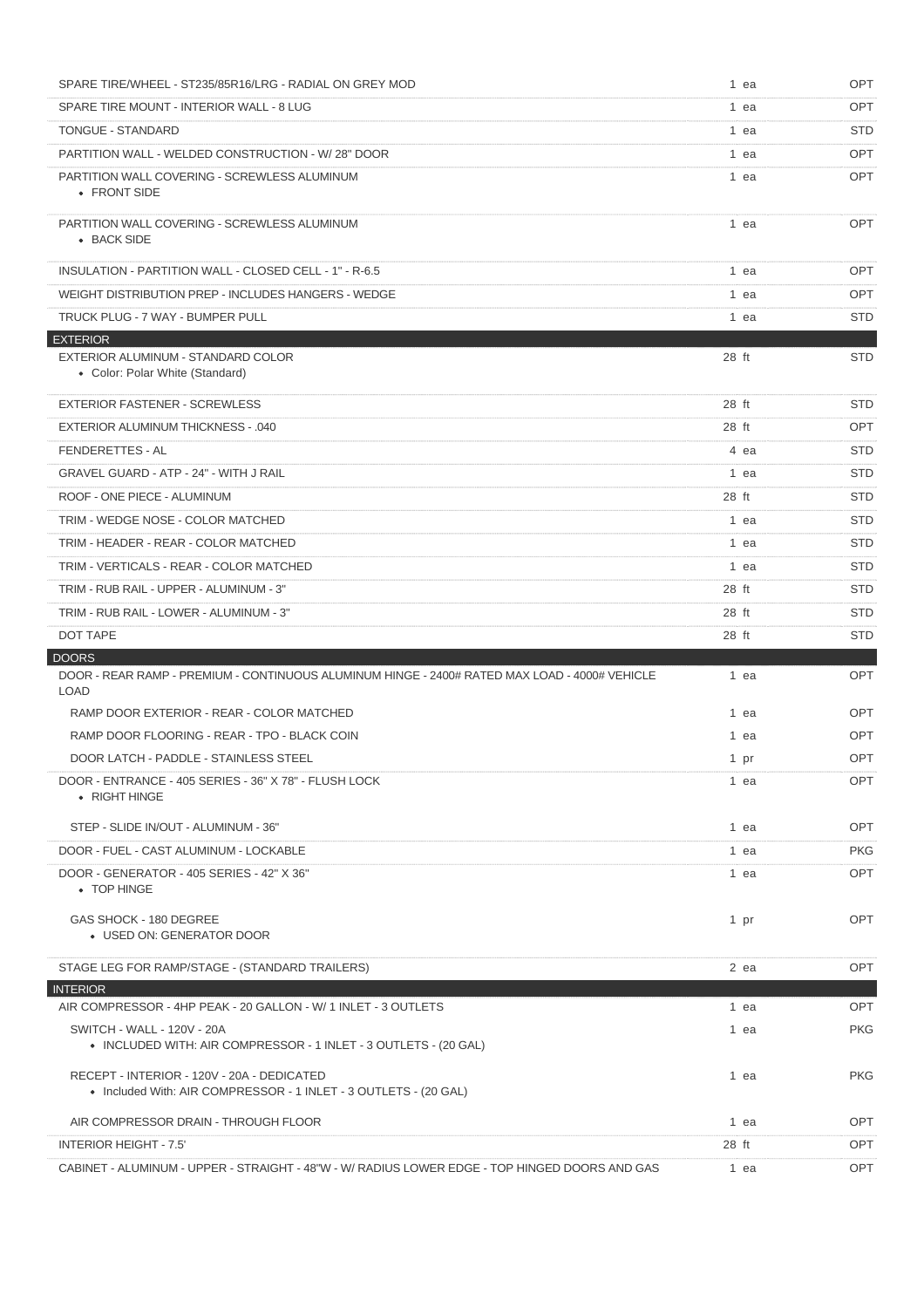| Item | Qty | Type |
|---|---|---|
| SPARE TIRE/WHEEL - ST235/85R16/LRG - RADIAL ON GREY MOD | 1 ea | OPT |
| SPARE TIRE MOUNT - INTERIOR WALL - 8 LUG | 1 ea | OPT |
| TONGUE - STANDARD | 1 ea | STD |
| PARTITION WALL - WELDED CONSTRUCTION - W/ 28" DOOR | 1 ea | OPT |
| PARTITION WALL COVERING - SCREWLESS ALUMINUM<br>• FRONT SIDE | 1 ea | OPT |
| PARTITION WALL COVERING - SCREWLESS ALUMINUM<br>• BACK SIDE | 1 ea | OPT |
| INSULATION - PARTITION WALL - CLOSED CELL - 1" - R-6.5 | 1 ea | OPT |
| WEIGHT DISTRIBUTION PREP - INCLUDES HANGERS - WEDGE | 1 ea | OPT |
| TRUCK PLUG - 7 WAY - BUMPER PULL | 1 ea | STD |
| **EXTERIOR** | | |
| EXTERIOR ALUMINUM - STANDARD COLOR<br>• Color: Polar White (Standard) | 28 ft | STD |
| EXTERIOR FASTENER - SCREWLESS | 28 ft | STD |
| EXTERIOR ALUMINUM THICKNESS - .040 | 28 ft | OPT |
| FENDERETTES - AL | 4 ea | STD |
| GRAVEL GUARD - ATP - 24" - WITH J RAIL | 1 ea | STD |
| ROOF - ONE PIECE - ALUMINUM | 28 ft | STD |
| TRIM - WEDGE NOSE - COLOR MATCHED | 1 ea | STD |
| TRIM - HEADER - REAR - COLOR MATCHED | 1 ea | STD |
| TRIM - VERTICALS - REAR - COLOR MATCHED | 1 ea | STD |
| TRIM - RUB RAIL - UPPER - ALUMINUM - 3" | 28 ft | STD |
| TRIM - RUB RAIL - LOWER - ALUMINUM - 3" | 28 ft | STD |
| DOT TAPE | 28 ft | STD |
| **DOORS** | | |
| DOOR - REAR RAMP - PREMIUM - CONTINUOUS ALUMINUM HINGE - 2400# RATED MAX LOAD - 4000# VEHICLE LOAD | 1 ea | OPT |
| RAMP DOOR EXTERIOR - REAR - COLOR MATCHED | 1 ea | OPT |
| RAMP DOOR FLOORING - REAR - TPO - BLACK COIN | 1 ea | OPT |
| DOOR LATCH - PADDLE - STAINLESS STEEL | 1 pr | OPT |
| DOOR - ENTRANCE - 405 SERIES - 36" X 78" - FLUSH LOCK<br>• RIGHT HINGE | 1 ea | OPT |
| STEP - SLIDE IN/OUT - ALUMINUM - 36" | 1 ea | OPT |
| DOOR - FUEL - CAST ALUMINUM - LOCKABLE | 1 ea | PKG |
| DOOR - GENERATOR - 405 SERIES - 42" X 36"<br>• TOP HINGE | 1 ea | OPT |
| GAS SHOCK - 180 DEGREE<br>• USED ON: GENERATOR DOOR | 1 pr | OPT |
| STAGE LEG FOR RAMP/STAGE - (STANDARD TRAILERS) | 2 ea | OPT |
| **INTERIOR** | | |
| AIR COMPRESSOR - 4HP PEAK - 20 GALLON - W/ 1 INLET - 3 OUTLETS | 1 ea | OPT |
| SWITCH - WALL - 120V - 20A<br>• INCLUDED WITH: AIR COMPRESSOR - 1 INLET - 3 OUTLETS - (20 GAL) | 1 ea | PKG |
| RECEPT - INTERIOR - 120V - 20A - DEDICATED<br>• Included With: AIR COMPRESSOR - 1 INLET - 3 OUTLETS - (20 GAL) | 1 ea | PKG |
| AIR COMPRESSOR DRAIN - THROUGH FLOOR | 1 ea | OPT |
| INTERIOR HEIGHT - 7.5' | 28 ft | OPT |
| CABINET - ALUMINUM - UPPER - STRAIGHT - 48"W - W/ RADIUS LOWER EDGE - TOP HINGED DOORS AND GAS | 1 ea | OPT |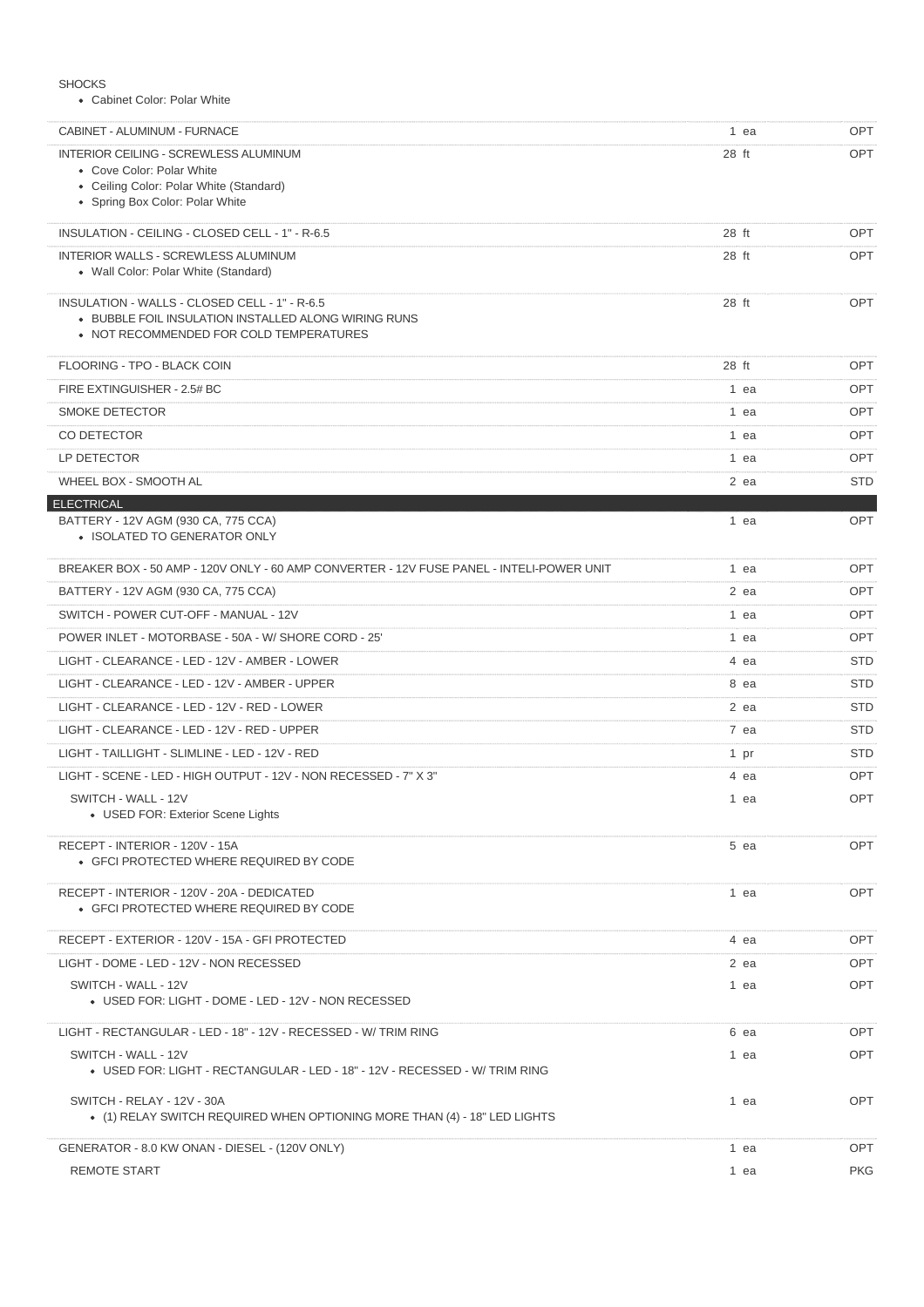SHOCKS

- Cabinet Color: Polar White

| Item | Qty | Type |
|---|---|---|
| CABINET - ALUMINUM - FURNACE | 1 ea | OPT |
| INTERIOR CEILING - SCREWLESS ALUMINUM<br>• Cove Color: Polar White<br>• Ceiling Color: Polar White (Standard)<br>• Spring Box Color: Polar White | 28 ft | OPT |
| INSULATION - CEILING - CLOSED CELL - 1" - R-6.5 | 28 ft | OPT |
| INTERIOR WALLS - SCREWLESS ALUMINUM<br>• Wall Color: Polar White (Standard) | 28 ft | OPT |
| INSULATION - WALLS - CLOSED CELL - 1" - R-6.5<br>• BUBBLE FOIL INSULATION INSTALLED ALONG WIRING RUNS<br>• NOT RECOMMENDED FOR COLD TEMPERATURES | 28 ft | OPT |
| FLOORING - TPO - BLACK COIN | 28 ft | OPT |
| FIRE EXTINGUISHER - 2.5# BC | 1 ea | OPT |
| SMOKE DETECTOR | 1 ea | OPT |
| CO DETECTOR | 1 ea | OPT |
| LP DETECTOR | 1 ea | OPT |
| WHEEL BOX - SMOOTH AL | 2 ea | STD |
| **ELECTRICAL** | | |
| BATTERY - 12V AGM (930 CA, 775 CCA)<br>• ISOLATED TO GENERATOR ONLY | 1 ea | OPT |
| BREAKER BOX - 50 AMP - 120V ONLY - 60 AMP CONVERTER - 12V FUSE PANEL - INTELI-POWER UNIT | 1 ea | OPT |
| BATTERY - 12V AGM (930 CA, 775 CCA) | 2 ea | OPT |
| SWITCH - POWER CUT-OFF - MANUAL - 12V | 1 ea | OPT |
| POWER INLET - MOTORBASE - 50A - W/ SHORE CORD - 25' | 1 ea | OPT |
| LIGHT - CLEARANCE - LED - 12V - AMBER - LOWER | 4 ea | STD |
| LIGHT - CLEARANCE - LED - 12V - AMBER - UPPER | 8 ea | STD |
| LIGHT - CLEARANCE - LED - 12V - RED - LOWER | 2 ea | STD |
| LIGHT - CLEARANCE - LED - 12V - RED - UPPER | 7 ea | STD |
| LIGHT - TAILLIGHT - SLIMLINE - LED - 12V - RED | 1 pr | STD |
| LIGHT - SCENE - LED - HIGH OUTPUT - 12V - NON RECESSED - 7" X 3" | 4 ea | OPT |
| SWITCH - WALL - 12V<br>• USED FOR: Exterior Scene Lights | 1 ea | OPT |
| RECEPT - INTERIOR - 120V - 15A<br>• GFCI PROTECTED WHERE REQUIRED BY CODE | 5 ea | OPT |
| RECEPT - INTERIOR - 120V - 20A - DEDICATED<br>• GFCI PROTECTED WHERE REQUIRED BY CODE | 1 ea | OPT |
| RECEPT - EXTERIOR - 120V - 15A - GFI PROTECTED | 4 ea | OPT |
| LIGHT - DOME - LED - 12V - NON RECESSED | 2 ea | OPT |
| SWITCH - WALL - 12V<br>• USED FOR: LIGHT - DOME - LED - 12V - NON RECESSED | 1 ea | OPT |
| LIGHT - RECTANGULAR - LED - 18" - 12V - RECESSED - W/ TRIM RING | 6 ea | OPT |
| SWITCH - WALL - 12V<br>• USED FOR: LIGHT - RECTANGULAR - LED - 18" - 12V - RECESSED - W/ TRIM RING | 1 ea | OPT |
| SWITCH - RELAY - 12V - 30A<br>• (1) RELAY SWITCH REQUIRED WHEN OPTIONING MORE THAN (4) - 18" LED LIGHTS | 1 ea | OPT |
| GENERATOR - 8.0 KW ONAN - DIESEL - (120V ONLY) | 1 ea | OPT |
| REMOTE START | 1 ea | PKG |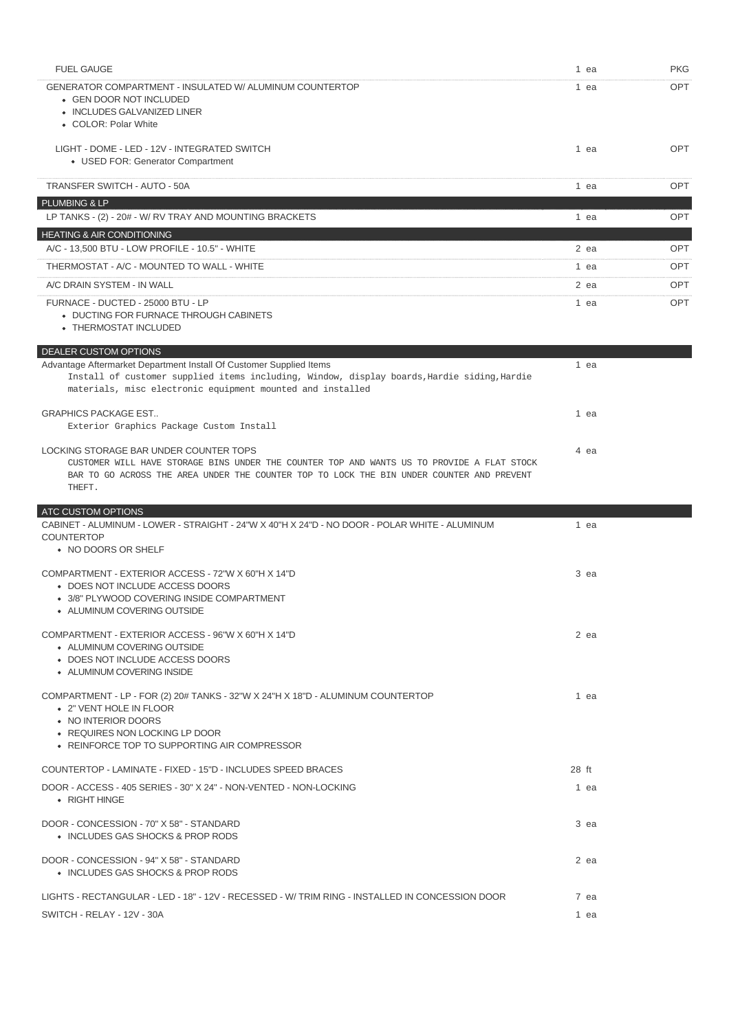| Item | Qty | Type |
|---|---|---|
| FUEL GAUGE | 1 ea | PKG |
| GENERATOR COMPARTMENT - INSULATED W/ ALUMINUM COUNTERTOP<br>• GEN DOOR NOT INCLUDED<br>• INCLUDES GALVANIZED LINER<br>• COLOR: Polar White | 1 ea | OPT |
| LIGHT - DOME - LED - 12V - INTEGRATED SWITCH<br>• USED FOR: Generator Compartment | 1 ea | OPT |
| TRANSFER SWITCH - AUTO - 50A | 1 ea | OPT |
| **PLUMBING & LP** | | |
| LP TANKS - (2) - 20# - W/ RV TRAY AND MOUNTING BRACKETS | 1 ea | OPT |
| **HEATING & AIR CONDITIONING** | | |
| A/C - 13,500 BTU - LOW PROFILE - 10.5" - WHITE | 2 ea | OPT |
| THERMOSTAT - A/C - MOUNTED TO WALL - WHITE | 1 ea | OPT |
| A/C DRAIN SYSTEM - IN WALL | 2 ea | OPT |
| FURNACE - DUCTED - 25000 BTU - LP<br>• DUCTING FOR FURNACE THROUGH CABINETS<br>• THERMOSTAT INCLUDED | 1 ea | OPT |
| **DEALER CUSTOM OPTIONS** | | |
| Advantage Aftermarket Department Install Of Customer Supplied Items<br>Install of customer supplied items including, Window, display boards,Hardie siding,Hardie materials, misc electronic equipment mounted and installed | 1 ea | |
| GRAPHICS PACKAGE EST..<br>Exterior Graphics Package Custom Install | 1 ea | |
| LOCKING STORAGE BAR UNDER COUNTER TOPS<br>CUSTOMER WILL HAVE STORAGE BINS UNDER THE COUNTER TOP AND WANTS US TO PROVIDE A FLAT STOCK BAR TO GO ACROSS THE AREA UNDER THE COUNTER TOP TO LOCK THE BIN UNDER COUNTER AND PREVENT THEFT. | 4 ea | |
| **ATC CUSTOM OPTIONS** | | |
| CABINET - ALUMINUM - LOWER - STRAIGHT - 24"W X 40"H X 24"D - NO DOOR - POLAR WHITE - ALUMINUM COUNTERTOP<br>• NO DOORS OR SHELF | 1 ea | |
| COMPARTMENT - EXTERIOR ACCESS - 72"W X 60"H X 14"D<br>• DOES NOT INCLUDE ACCESS DOORS<br>• 3/8" PLYWOOD COVERING INSIDE COMPARTMENT<br>• ALUMINUM COVERING OUTSIDE | 3 ea | |
| COMPARTMENT - EXTERIOR ACCESS - 96"W X 60"H X 14"D<br>• ALUMINUM COVERING OUTSIDE<br>• DOES NOT INCLUDE ACCESS DOORS<br>• ALUMINUM COVERING INSIDE | 2 ea | |
| COMPARTMENT - LP - FOR (2) 20# TANKS - 32"W X 24"H X 18"D - ALUMINUM COUNTERTOP<br>• 2" VENT HOLE IN FLOOR<br>• NO INTERIOR DOORS<br>• REQUIRES NON LOCKING LP DOOR<br>• REINFORCE TOP TO SUPPORTING AIR COMPRESSOR | 1 ea | |
| COUNTERTOP - LAMINATE - FIXED - 15"D - INCLUDES SPEED BRACES | 28 ft | |
| DOOR - ACCESS - 405 SERIES - 30" X 24" - NON-VENTED - NON-LOCKING<br>• RIGHT HINGE | 1 ea | |
| DOOR - CONCESSION - 70" X 58" - STANDARD<br>• INCLUDES GAS SHOCKS & PROP RODS | 3 ea | |
| DOOR - CONCESSION - 94" X 58" - STANDARD<br>• INCLUDES GAS SHOCKS & PROP RODS | 2 ea | |
| LIGHTS - RECTANGULAR - LED - 18" - 12V - RECESSED - W/ TRIM RING - INSTALLED IN CONCESSION DOOR | 7 ea | |
| SWITCH - RELAY - 12V - 30A | 1 ea | |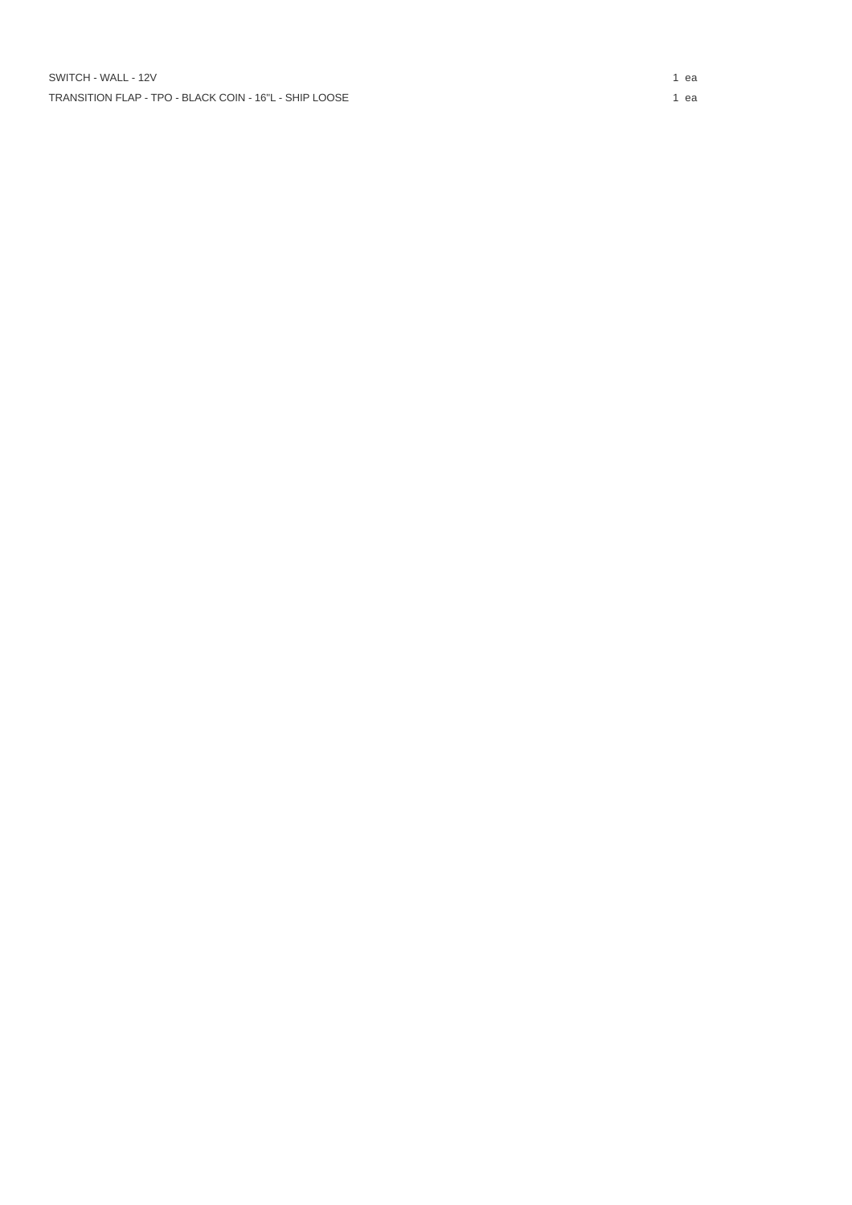| | |
|---|---|
| SWITCH - WALL - 12V | 1 ea |
| TRANSITION FLAP - TPO - BLACK COIN - 16"L - SHIP LOOSE | 1 ea |